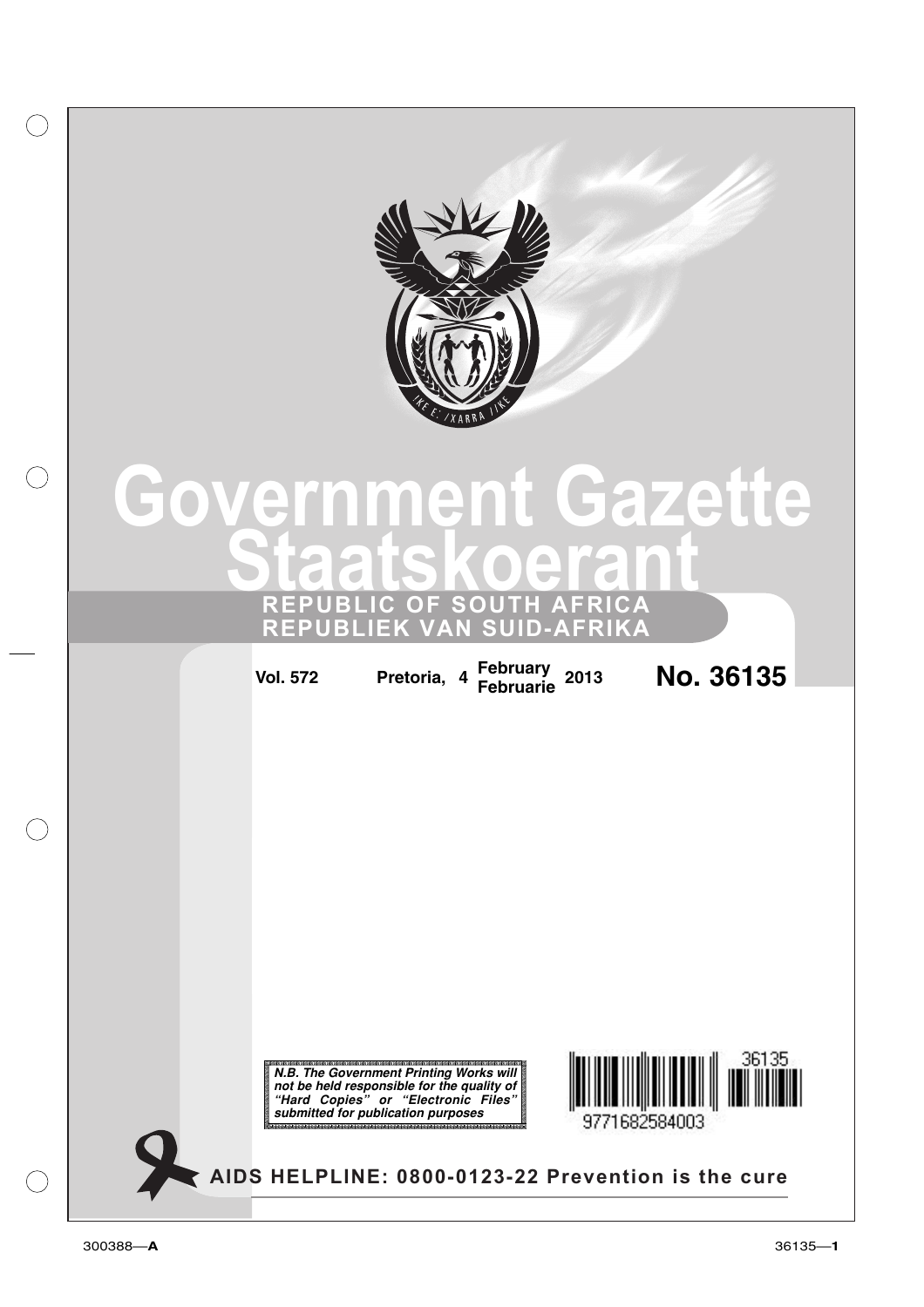# Government Gazette

# Staatskoerant

## REPUBLIC OF SOUTH AFRICA
## REPUBLIEK VAN SUID-AFRIKA

**Vol. 572** **Pretoria, 4 February Februarie 2013** **No. 36135**

***N.B. The Government Printing Works will not be held responsible for the quality of "Hard Copies" or "Electronic Files" submitted for publication purposes***

**AIDS HELPLINE: 0800-0123-22 Prevention is the cure**

300388—**A**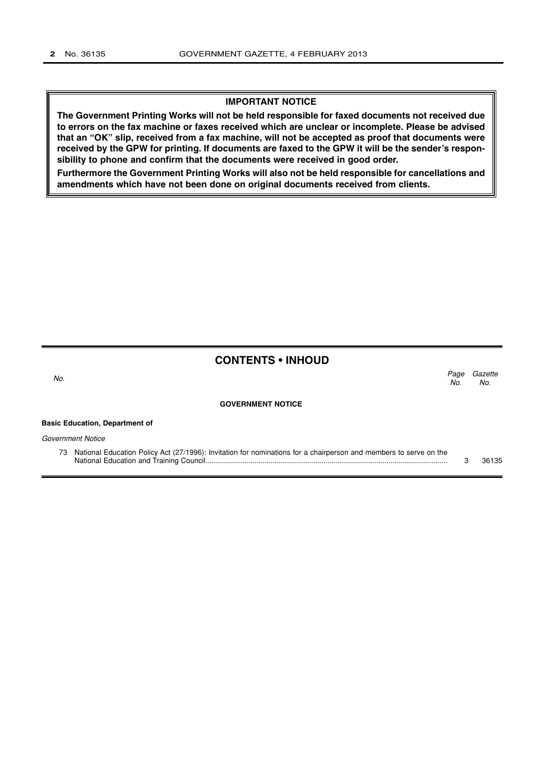**IMPORTANT NOTICE**

**The Government Printing Works will not be held responsible for faxed documents not received due to errors on the fax machine or faxes received which are unclear or incomplete. Please be advised that an "OK" slip, received from a fax machine, will not be accepted as proof that documents were received by the GPW for printing. If documents are faxed to the GPW it will be the sender's responsibility to phone and confirm that the documents were received in good order.**

**Furthermore the Government Printing Works will also not be held responsible for cancellations and amendments which have not been done on original documents received from clients.**

## CONTENTS • INHOUD

| *No.* | | *Page No.* | *Gazette No.* |
|---|---|---|---|
| | **GOVERNMENT NOTICE** | | |
| | **Basic Education, Department of** | | |
| | *Government Notice* | | |
| 73 | National Education Policy Act (27/1996): Invitation for nominations for a chairperson and members to serve on the National Education and Training Council | 3 | 36135 |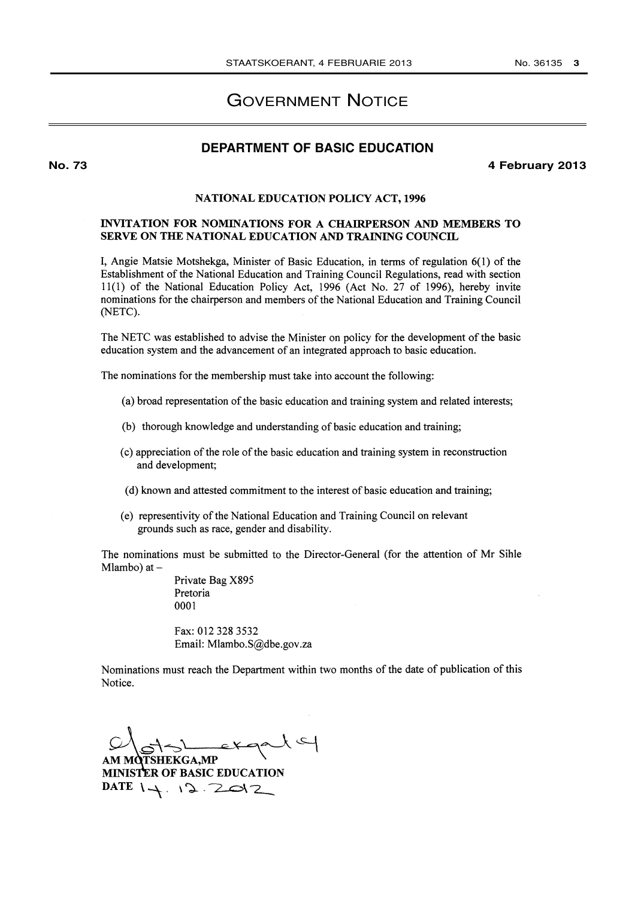# GOVERNMENT NOTICE

## DEPARTMENT OF BASIC EDUCATION

**No. 73** **4 February 2013**

### NATIONAL EDUCATION POLICY ACT, 1996

**INVITATION FOR NOMINATIONS FOR A CHAIRPERSON AND MEMBERS TO SERVE ON THE NATIONAL EDUCATION AND TRAINING COUNCIL**

I, Angie Matsie Motshekga, Minister of Basic Education, in terms of regulation 6(1) of the Establishment of the National Education and Training Council Regulations, read with section 11(1) of the National Education Policy Act, 1996 (Act No. 27 of 1996), hereby invite nominations for the chairperson and members of the National Education and Training Council (NETC).

The NETC was established to advise the Minister on policy for the development of the basic education system and the advancement of an integrated approach to basic education.

The nominations for the membership must take into account the following:

(a) broad representation of the basic education and training system and related interests;

(b) thorough knowledge and understanding of basic education and training;

(c) appreciation of the role of the basic education and training system in reconstruction and development;

(d) known and attested commitment to the interest of basic education and training;

(e) representivity of the National Education and Training Council on relevant grounds such as race, gender and disability.

The nominations must be submitted to the Director-General (for the attention of Mr Sihle Mlambo) at –

Private Bag X895
Pretoria
0001

Fax: 012 328 3532
Email: Mlambo.S@dbe.gov.za

Nominations must reach the Department within two months of the date of publication of this Notice.

**AM MOTSHEKGA,MP**
**MINISTER OF BASIC EDUCATION**
**DATE** 14. 12. 2012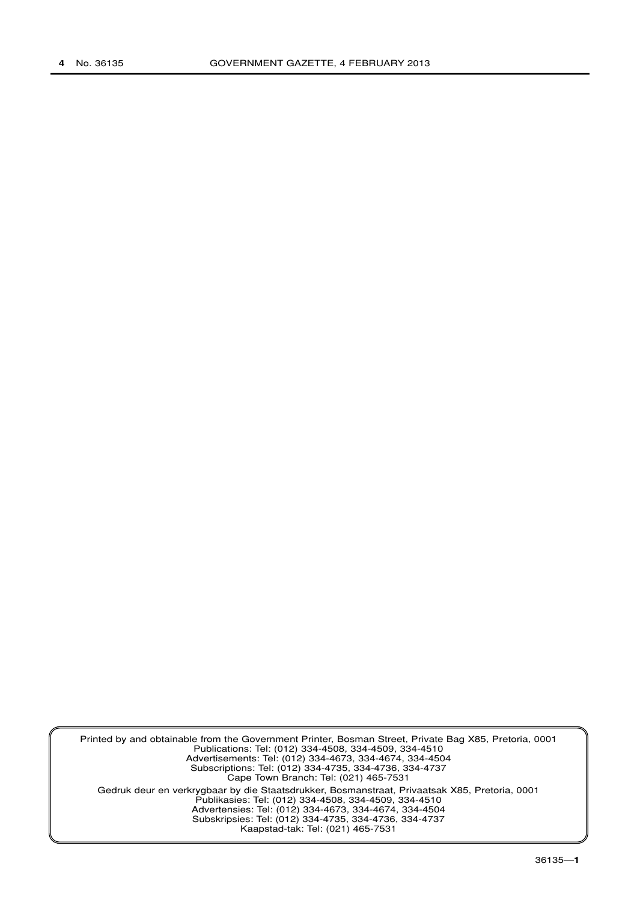Printed by and obtainable from the Government Printer, Bosman Street, Private Bag X85, Pretoria, 0001
Publications: Tel: (012) 334-4508, 334-4509, 334-4510
Advertisements: Tel: (012) 334-4673, 334-4674, 334-4504
Subscriptions: Tel: (012) 334-4735, 334-4736, 334-4737
Cape Town Branch: Tel: (021) 465-7531

Gedruk deur en verkrygbaar by die Staatsdrukker, Bosmanstraat, Privaatsak X85, Pretoria, 0001
Publikasies: Tel: (012) 334-4508, 334-4509, 334-4510
Advertensies: Tel: (012) 334-4673, 334-4674, 334-4504
Subskripsies: Tel: (012) 334-4735, 334-4736, 334-4737
Kaapstad-tak: Tel: (021) 465-7531

36135—1